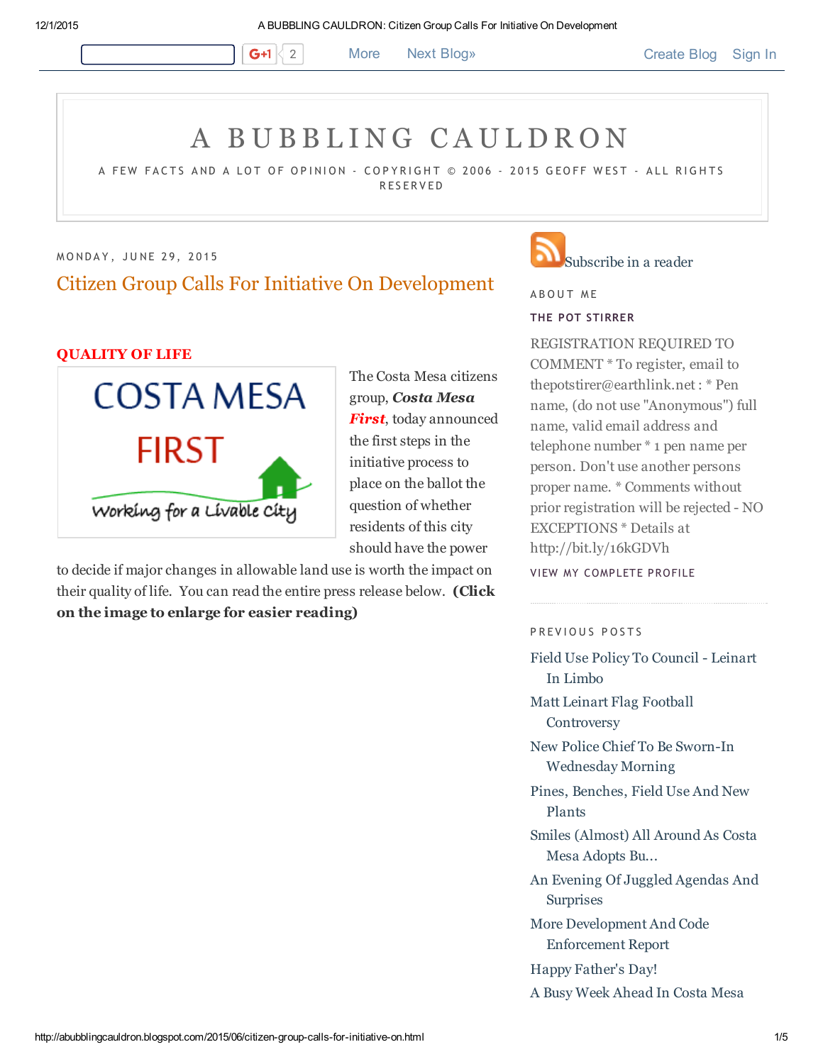More Next Blog» Create Blog Sign In

# A BUBBLING CAULDRON

A FEW FACTS AND A LOT OF OPINION - COPYRIGHT © 2006 - 2015 GEOFF WEST - ALL RIGHTS RESERVED

MONDAY, JUNE 29, 2015

## Citizen Group Calls For Initiative On Development

**QUALITY OF LIFE**

The Costa Mesa citizens group, ***Costa Mesa First***, today announced the first steps in the initiative process to place on the ballot the question of whether residents of this city should have the power to decide if major changes in allowable land use is worth the impact on their quality of life. You can read the entire press release below. **(Click on the image to enlarge for easier reading)**

Subscribe in a reader

ABOUT ME

**THE POT STIRRER**

REGISTRATION REQUIRED TO COMMENT * To register, email to thepotstirer@earthlink.net : * Pen name, (do not use "Anonymous") full name, valid email address and telephone number * 1 pen name per person. Don't use another persons proper name. * Comments without prior registration will be rejected - NO EXCEPTIONS * Details at http://bit.ly/16kGDVh

VIEW MY COMPLETE PROFILE

PREVIOUS POSTS

- Field Use Policy To Council - Leinart In Limbo
- Matt Leinart Flag Football Controversy
- New Police Chief To Be Sworn-In Wednesday Morning
- Pines, Benches, Field Use And New Plants
- Smiles (Almost) All Around As Costa Mesa Adopts Bu...
- An Evening Of Juggled Agendas And Surprises
- More Development And Code Enforcement Report
- Happy Father's Day!
- A Busy Week Ahead In Costa Mesa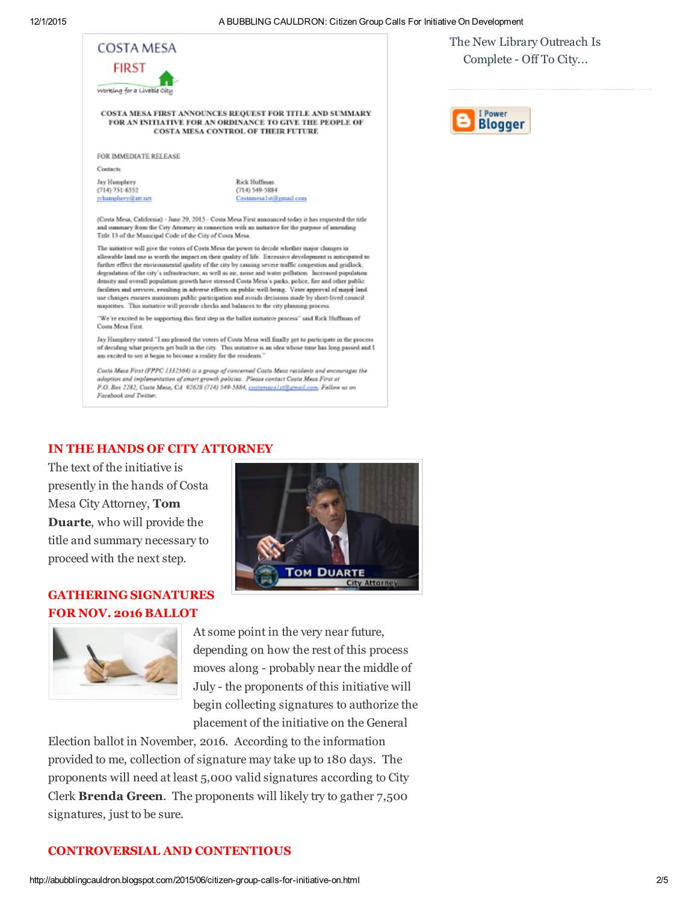COSTA MESA FIRST

Working for a Livable City

**COSTA MESA FIRST ANNOUNCES REQUEST FOR TITLE AND SUMMARY FOR AN INITIATIVE FOR AN ORDINANCE TO GIVE THE PEOPLE OF COSTA MESA CONTROL OF THEIR FUTURE**

FOR IMMEDIATE RELEASE

Contacts:

Jay Humphrey
(714) 751-6552
jvhumphrey@att.net

Rick Huffman
(714) 549-5884
Costamesa1st@gmail.com

(Costa Mesa, California) - June 29, 2015 - Costa Mesa First announced today it has requested the title and summary from the City Attorney in connection with an initiative for the purpose of amending Title 13 of the Municipal Code of the City of Costa Mesa.

The initiative will give the voters of Costa Mesa the power to decide whether major changes in allowable land use is worth the impact on their quality of life. Excessive development is anticipated to further effect the environmental quality of the city by causing severe traffic congestion and gridlock, degradation of the city's infrastructure, as well as air, noise and water pollution. Increased population density and overall population growth have stressed Costa Mesa's parks, police, fire and other public facilities and services, resulting in adverse effects on public well-being. Voter approval of major land use changes ensures maximum public participation and avoids decisions made by short-lived council majorities. This initiative will provide checks and balances to the city planning process.

"We're excited to be supporting this first step in the ballot initiative process" said Rick Huffman of Costa Mesa First.

Jay Humphrey stated "I am pleased the voters of Costa Mesa will finally get to participate in the process of deciding what projects get built in the city. This initiative is an idea whose time has long passed and I am excited to see it begin to become a reality for the residents."

*Costa Mesa First (FPPC 1332564) is a group of concerned Costa Mesa residents and encourages the adoption and implementation of smart growth policies. Please contact Costa Mesa First at P.O. Box 2282, Costa Mesa, CA 92628 (714) 549-5884, costamesa1st@gmail.com. Follow us on Facebook and Twitter.*

The New Library Outreach Is Complete - Off To City...

## IN THE HANDS OF CITY ATTORNEY

The text of the initiative is presently in the hands of Costa Mesa City Attorney, **Tom Duarte**, who will provide the title and summary necessary to proceed with the next step.

TOM DUARTE
City Attorney

## GATHERING SIGNATURES FOR NOV. 2016 BALLOT

At some point in the very near future, depending on how the rest of this process moves along - probably near the middle of July - the proponents of this initiative will begin collecting signatures to authorize the placement of the initiative on the General Election ballot in November, 2016. According to the information provided to me, collection of signature may take up to 180 days. The proponents will need at least 5,000 valid signatures according to City Clerk **Brenda Green**. The proponents will likely try to gather 7,500 signatures, just to be sure.

## CONTROVERSIAL AND CONTENTIOUS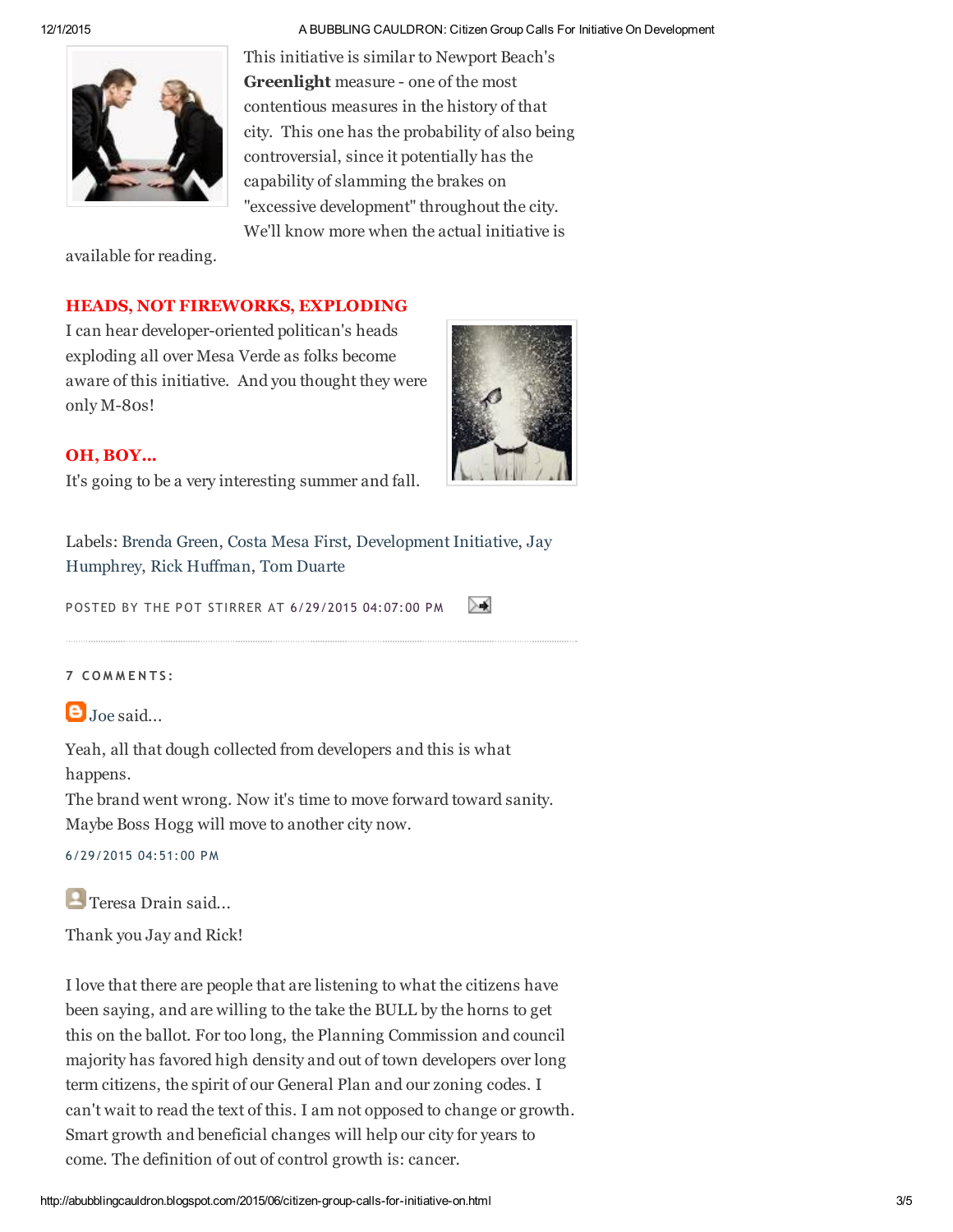This initiative is similar to Newport Beach's **Greenlight** measure - one of the most contentious measures in the history of that city. This one has the probability of also being controversial, since it potentially has the capability of slamming the brakes on "excessive development" throughout the city. We'll know more when the actual initiative is available for reading.

### HEADS, NOT FIREWORKS, EXPLODING

I can hear developer-oriented politican's heads exploding all over Mesa Verde as folks become aware of this initiative. And you thought they were only M-80s!

### OH, BOY...

It's going to be a very interesting summer and fall.

Labels: Brenda Green, Costa Mesa First, Development Initiative, Jay Humphrey, Rick Huffman, Tom Duarte

POSTED BY THE POT STIRRER AT 6/29/2015 04:07:00 PM

---

## 7 COMMENTS:

**Joe said...**

Yeah, all that dough collected from developers and this is what happens.
The brand went wrong. Now it's time to move forward toward sanity.
Maybe Boss Hogg will move to another city now.

6/29/2015 04:51:00 PM

**Teresa Drain said...**

Thank you Jay and Rick!

I love that there are people that are listening to what the citizens have been saying, and are willing to the take the BULL by the horns to get this on the ballot. For too long, the Planning Commission and council majority has favored high density and out of town developers over long term citizens, the spirit of our General Plan and our zoning codes. I can't wait to read the text of this. I am not opposed to change or growth. Smart growth and beneficial changes will help our city for years to come. The definition of out of control growth is: cancer.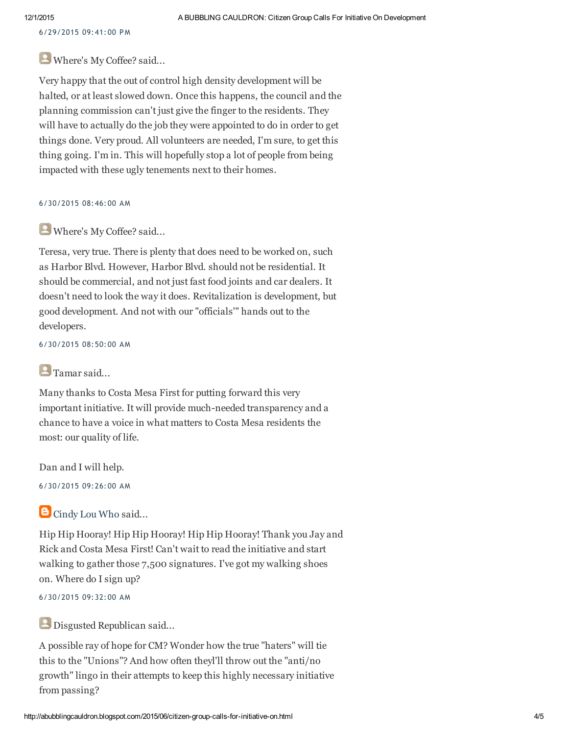6/29/2015 09:41:00 PM

Where's My Coffee? said...

Very happy that the out of control high density development will be halted, or at least slowed down. Once this happens, the council and the planning commission can't just give the finger to the residents. They will have to actually do the job they were appointed to do in order to get things done. Very proud. All volunteers are needed, I'm sure, to get this thing going. I'm in. This will hopefully stop a lot of people from being impacted with these ugly tenements next to their homes.

6/30/2015 08:46:00 AM

Where's My Coffee? said...

Teresa, very true. There is plenty that does need to be worked on, such as Harbor Blvd. However, Harbor Blvd. should not be residential. It should be commercial, and not just fast food joints and car dealers. It doesn't need to look the way it does. Revitalization is development, but good development. And not with our "officials'" hands out to the developers.

6/30/2015 08:50:00 AM

Tamar said...

Many thanks to Costa Mesa First for putting forward this very important initiative. It will provide much-needed transparency and a chance to have a voice in what matters to Costa Mesa residents the most: our quality of life.

Dan and I will help.

6/30/2015 09:26:00 AM

Cindy Lou Who said...

Hip Hip Hooray! Hip Hip Hooray! Hip Hip Hooray! Thank you Jay and Rick and Costa Mesa First! Can't wait to read the initiative and start walking to gather those 7,500 signatures. I've got my walking shoes on. Where do I sign up?

6/30/2015 09:32:00 AM

Disgusted Republican said...

A possible ray of hope for CM? Wonder how the true "haters" will tie this to the "Unions"? And how often theyl'll throw out the "anti/no growth" lingo in their attempts to keep this highly necessary initiative from passing?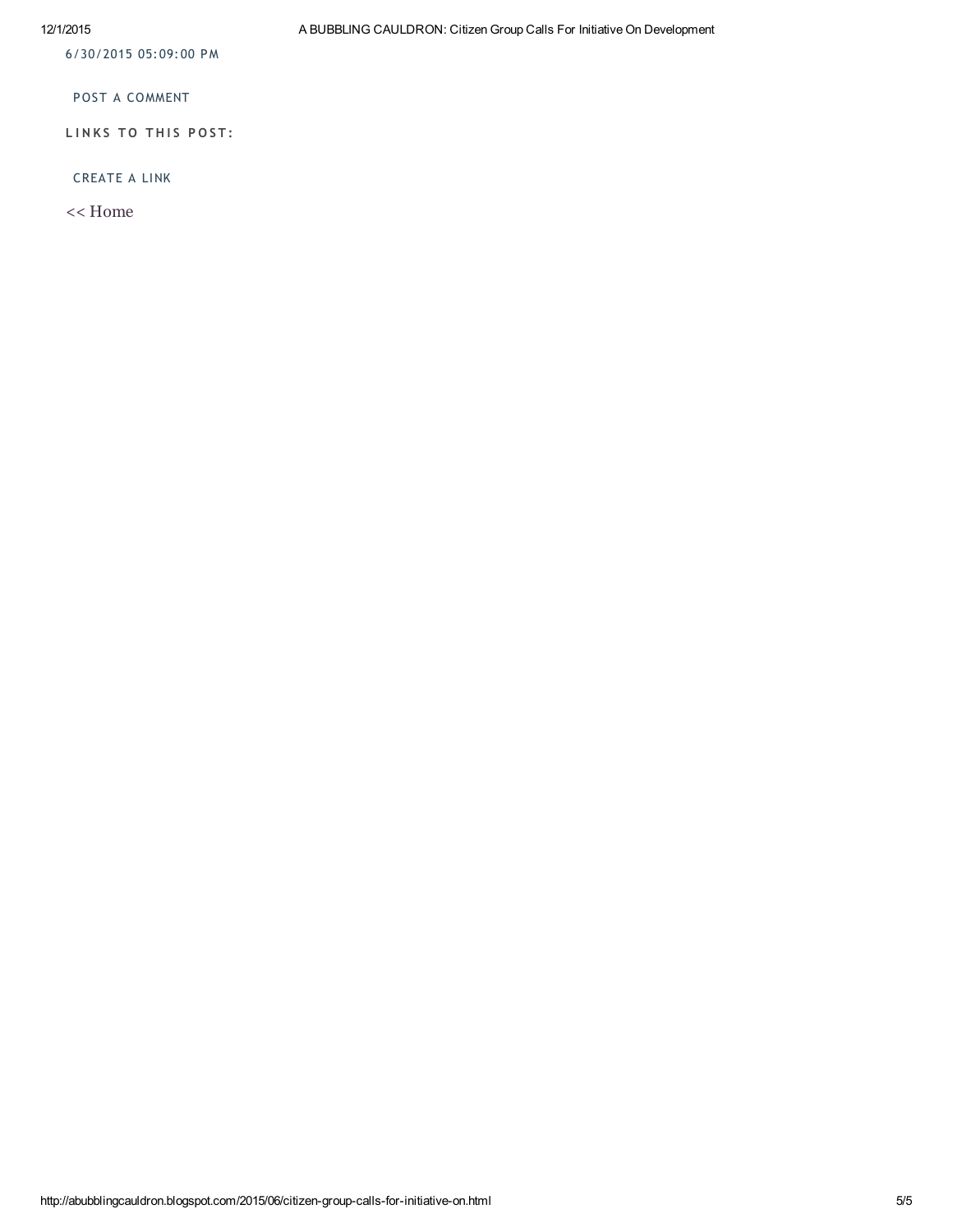6/30/2015 05:09:00 PM

POST A COMMENT

**LINKS TO THIS POST:**

CREATE A LINK

<< Home